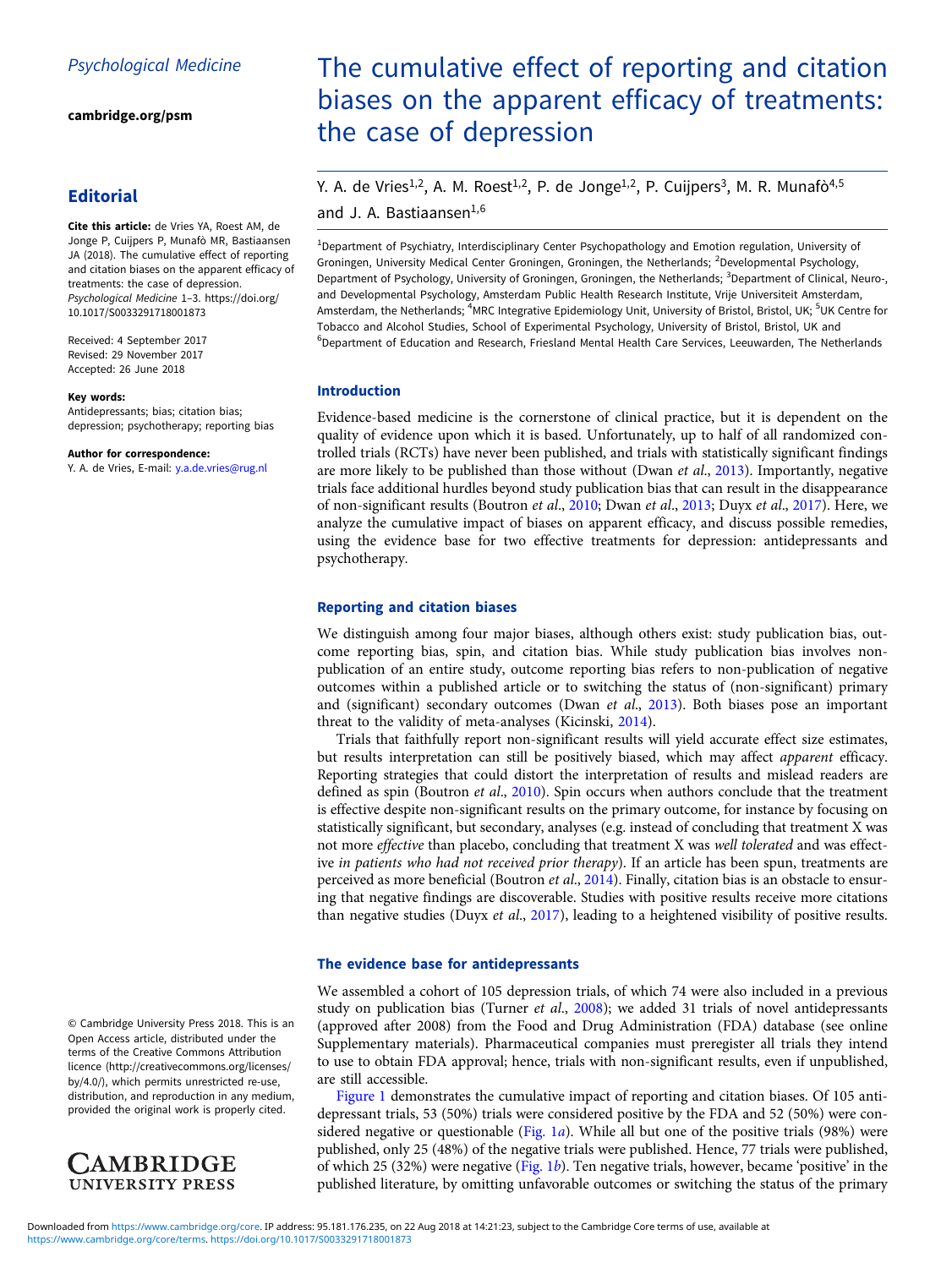*Psychological Medicine*

**cambridge.org/psm**

## Editorial

**Cite this article:** de Vries YA, Roest AM, de Jonge P, Cuijpers P, Munafò MR, Bastiaansen JA (2018). The cumulative effect of reporting and citation biases on the apparent efficacy of treatments: the case of depression. *Psychological Medicine* 1–3. https://doi.org/10.1017/S0033291718001873

Received: 4 September 2017
Revised: 29 November 2017
Accepted: 26 June 2018

**Key words:**
Antidepressants; bias; citation bias; depression; psychotherapy; reporting bias

**Author for correspondence:**
Y. A. de Vries, E-mail: y.a.de.vries@rug.nl

© Cambridge University Press 2018. This is an Open Access article, distributed under the terms of the Creative Commons Attribution licence (http://creativecommons.org/licenses/by/4.0/), which permits unrestricted re-use, distribution, and reproduction in any medium, provided the original work is properly cited.

# The cumulative effect of reporting and citation biases on the apparent efficacy of treatments: the case of depression

Y. A. de Vries[1,2], A. M. Roest[1,2], P. de Jonge[1,2], P. Cuijpers[3], M. R. Munafò[4,5] and J. A. Bastiaansen[1,6]

[1]Department of Psychiatry, Interdisciplinary Center Psychopathology and Emotion regulation, University of Groningen, University Medical Center Groningen, Groningen, the Netherlands; [2]Developmental Psychology, Department of Psychology, University of Groningen, Groningen, the Netherlands; [3]Department of Clinical, Neuro-, and Developmental Psychology, Amsterdam Public Health Research Institute, Vrije Universiteit Amsterdam, Amsterdam, the Netherlands; [4]MRC Integrative Epidemiology Unit, University of Bristol, Bristol, UK; [5]UK Centre for Tobacco and Alcohol Studies, School of Experimental Psychology, University of Bristol, Bristol, UK and [6]Department of Education and Research, Friesland Mental Health Care Services, Leeuwarden, The Netherlands

## Introduction

Evidence-based medicine is the cornerstone of clinical practice, but it is dependent on the quality of evidence upon which it is based. Unfortunately, up to half of all randomized controlled trials (RCTs) have never been published, and trials with statistically significant findings are more likely to be published than those without (Dwan *et al*., 2013). Importantly, negative trials face additional hurdles beyond study publication bias that can result in the disappearance of non-significant results (Boutron *et al*., 2010; Dwan *et al*., 2013; Duyx *et al*., 2017). Here, we analyze the cumulative impact of biases on apparent efficacy, and discuss possible remedies, using the evidence base for two effective treatments for depression: antidepressants and psychotherapy.

## Reporting and citation biases

We distinguish among four major biases, although others exist: study publication bias, outcome reporting bias, spin, and citation bias. While study publication bias involves non-publication of an entire study, outcome reporting bias refers to non-publication of negative outcomes within a published article or to switching the status of (non-significant) primary and (significant) secondary outcomes (Dwan *et al*., 2013). Both biases pose an important threat to the validity of meta-analyses (Kicinski, 2014).

Trials that faithfully report non-significant results will yield accurate effect size estimates, but results interpretation can still be positively biased, which may affect *apparent* efficacy. Reporting strategies that could distort the interpretation of results and mislead readers are defined as spin (Boutron *et al*., 2010). Spin occurs when authors conclude that the treatment is effective despite non-significant results on the primary outcome, for instance by focusing on statistically significant, but secondary, analyses (e.g. instead of concluding that treatment X was not more *effective* than placebo, concluding that treatment X was *well tolerated* and was effective *in patients who had not received prior therapy*). If an article has been spun, treatments are perceived as more beneficial (Boutron *et al*., 2014). Finally, citation bias is an obstacle to ensuring that negative findings are discoverable. Studies with positive results receive more citations than negative studies (Duyx *et al*., 2017), leading to a heightened visibility of positive results.

## The evidence base for antidepressants

We assembled a cohort of 105 depression trials, of which 74 were also included in a previous study on publication bias (Turner *et al*., 2008); we added 31 trials of novel antidepressants (approved after 2008) from the Food and Drug Administration (FDA) database (see online Supplementary materials). Pharmaceutical companies must preregister all trials they intend to use to obtain FDA approval; hence, trials with non-significant results, even if unpublished, are still accessible.

Figure 1 demonstrates the cumulative impact of reporting and citation biases. Of 105 antidepressant trials, 53 (50%) trials were considered positive by the FDA and 52 (50%) were considered negative or questionable (Fig. 1*a*). While all but one of the positive trials (98%) were published, only 25 (48%) of the negative trials were published. Hence, 77 trials were published, of which 25 (32%) were negative (Fig. 1*b*). Ten negative trials, however, became 'positive' in the published literature, by omitting unfavorable outcomes or switching the status of the primary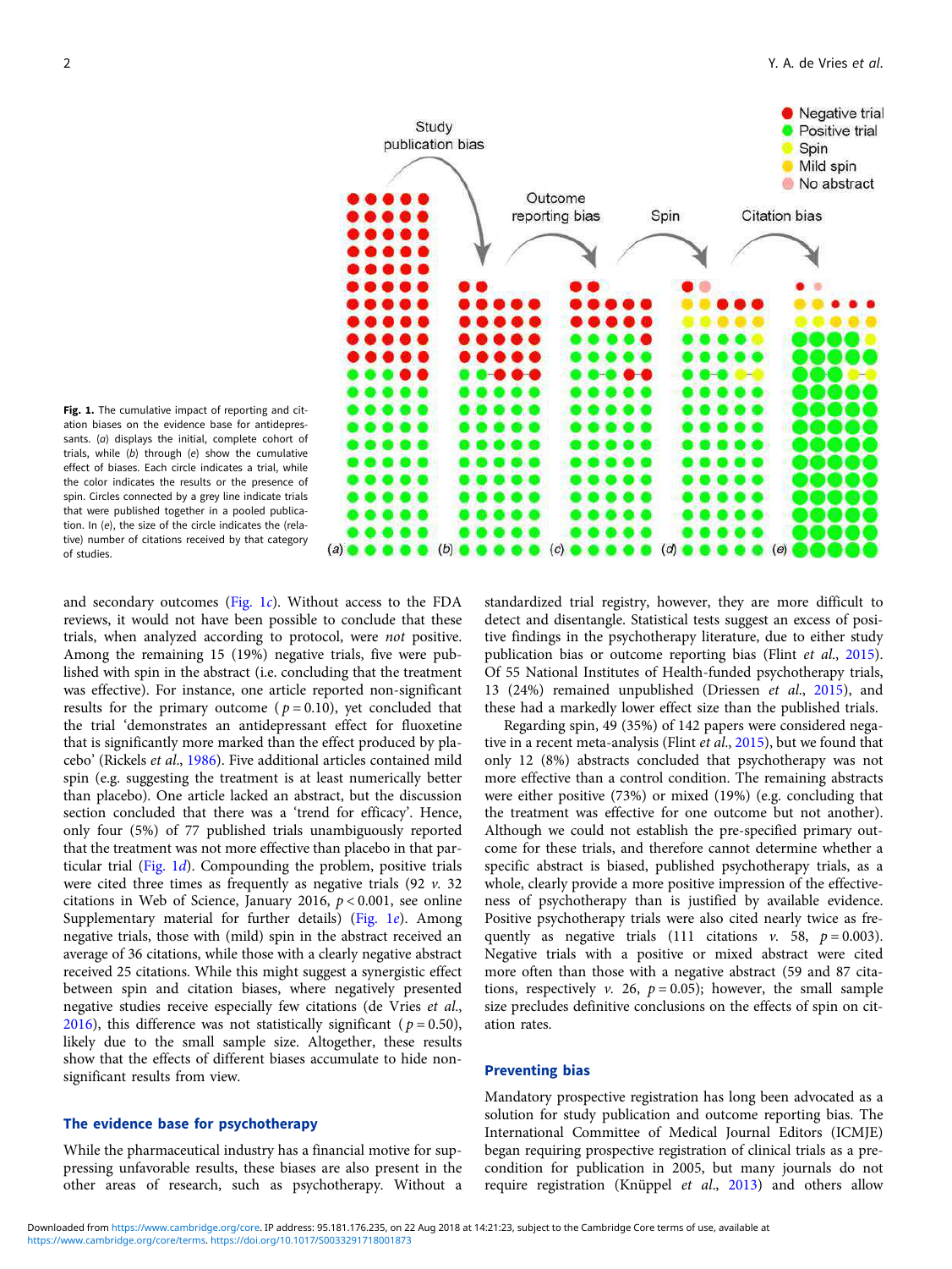**Fig. 1.** The cumulative impact of reporting and citation biases on the evidence base for antidepressants. (*a*) displays the initial, complete cohort of trials, while (*b*) through (*e*) show the cumulative effect of biases. Each circle indicates a trial, while the color indicates the results or the presence of spin. Circles connected by a grey line indicate trials that were published together in a pooled publication. In (*e*), the size of the circle indicates the (relative) number of citations received by that category of studies.

and secondary outcomes (Fig. 1*c*). Without access to the FDA reviews, it would not have been possible to conclude that these trials, when analyzed according to protocol, were *not* positive. Among the remaining 15 (19%) negative trials, five were published with spin in the abstract (i.e. concluding that the treatment was effective). For instance, one article reported non-significant results for the primary outcome ($p = 0.10$), yet concluded that the trial 'demonstrates an antidepressant effect for fluoxetine that is significantly more marked than the effect produced by placebo' (Rickels *et al.*, 1986). Five additional articles contained mild spin (e.g. suggesting the treatment is at least numerically better than placebo). One article lacked an abstract, but the discussion section concluded that there was a 'trend for efficacy'. Hence, only four (5%) of 77 published trials unambiguously reported that the treatment was not more effective than placebo in that particular trial (Fig. 1*d*). Compounding the problem, positive trials were cited three times as frequently as negative trials (92 *v.* 32 citations in Web of Science, January 2016, $p < 0.001$, see online Supplementary material for further details) (Fig. 1*e*). Among negative trials, those with (mild) spin in the abstract received an average of 36 citations, while those with a clearly negative abstract received 25 citations. While this might suggest a synergistic effect between spin and citation biases, where negatively presented negative studies receive especially few citations (de Vries *et al.*, 2016), this difference was not statistically significant ($p = 0.50$), likely due to the small sample size. Altogether, these results show that the effects of different biases accumulate to hide non-significant results from view.

## The evidence base for psychotherapy

While the pharmaceutical industry has a financial motive for suppressing unfavorable results, these biases are also present in the other areas of research, such as psychotherapy. Without a standardized trial registry, however, they are more difficult to detect and disentangle. Statistical tests suggest an excess of positive findings in the psychotherapy literature, due to either study publication bias or outcome reporting bias (Flint *et al.*, 2015). Of 55 National Institutes of Health-funded psychotherapy trials, 13 (24%) remained unpublished (Driessen *et al.*, 2015), and these had a markedly lower effect size than the published trials.

Regarding spin, 49 (35%) of 142 papers were considered negative in a recent meta-analysis (Flint *et al.*, 2015), but we found that only 12 (8%) abstracts concluded that psychotherapy was not more effective than a control condition. The remaining abstracts were either positive (73%) or mixed (19%) (e.g. concluding that the treatment was effective for one outcome but not another). Although we could not establish the pre-specified primary outcome for these trials, and therefore cannot determine whether a specific abstract is biased, published psychotherapy trials, as a whole, clearly provide a more positive impression of the effectiveness of psychotherapy than is justified by available evidence. Positive psychotherapy trials were also cited nearly twice as frequently as negative trials (111 citations *v.* 58, $p = 0.003$). Negative trials with a positive or mixed abstract were cited more often than those with a negative abstract (59 and 87 citations, respectively *v.* 26, $p = 0.05$); however, the small sample size precludes definitive conclusions on the effects of spin on citation rates.

## Preventing bias

Mandatory prospective registration has long been advocated as a solution for study publication and outcome reporting bias. The International Committee of Medical Journal Editors (ICMJE) began requiring prospective registration of clinical trials as a precondition for publication in 2005, but many journals do not require registration (Knüppel *et al.*, 2013) and others allow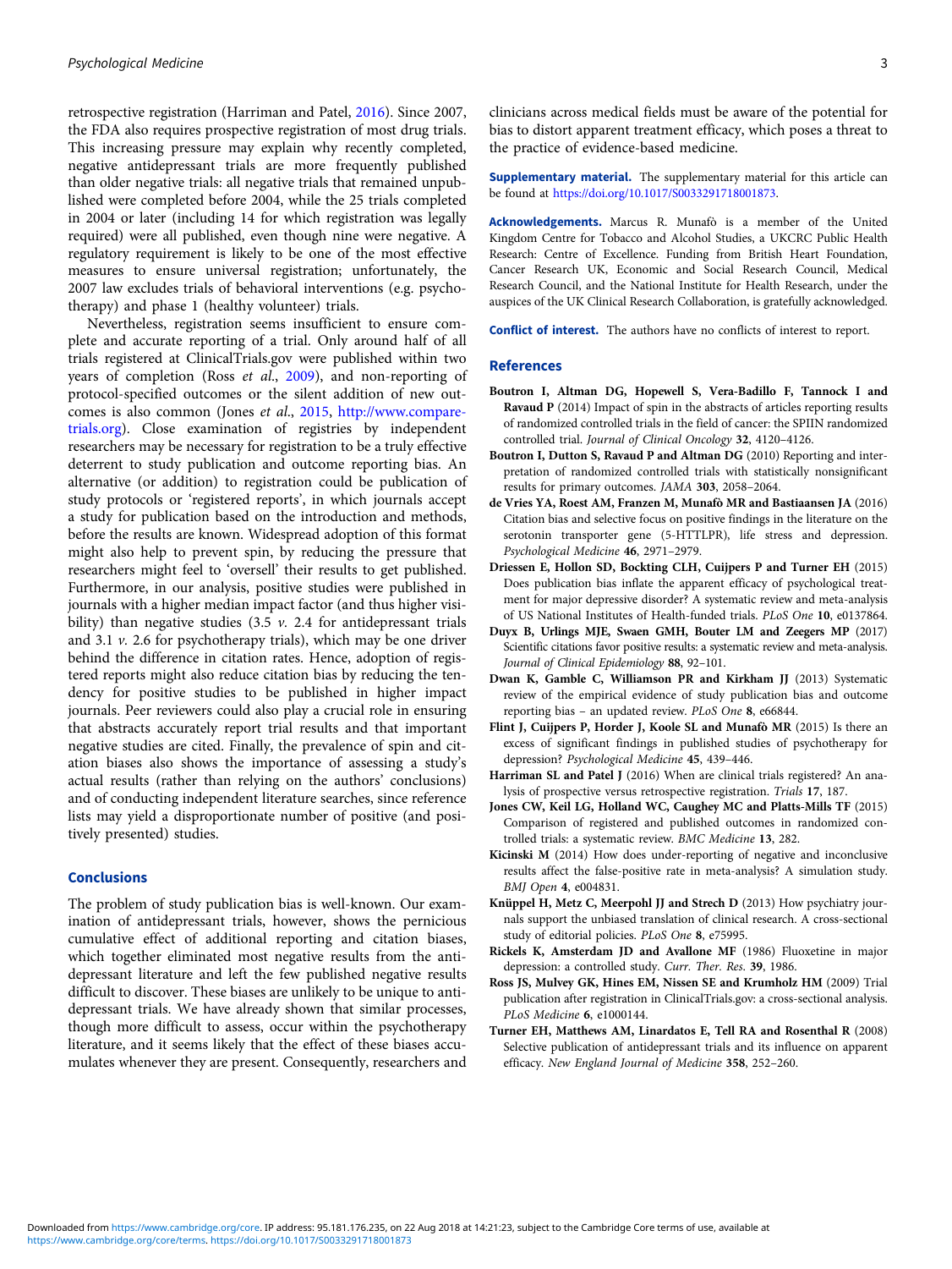retrospective registration (Harriman and Patel, 2016). Since 2007, the FDA also requires prospective registration of most drug trials. This increasing pressure may explain why recently completed, negative antidepressant trials are more frequently published than older negative trials: all negative trials that remained unpublished were completed before 2004, while the 25 trials completed in 2004 or later (including 14 for which registration was legally required) were all published, even though nine were negative. A regulatory requirement is likely to be one of the most effective measures to ensure universal registration; unfortunately, the 2007 law excludes trials of behavioral interventions (e.g. psychotherapy) and phase 1 (healthy volunteer) trials.

Nevertheless, registration seems insufficient to ensure complete and accurate reporting of a trial. Only around half of all trials registered at ClinicalTrials.gov were published within two years of completion (Ross *et al.*, 2009), and non-reporting of protocol-specified outcomes or the silent addition of new outcomes is also common (Jones *et al.*, 2015, http://www.compare-trials.org). Close examination of registries by independent researchers may be necessary for registration to be a truly effective deterrent to study publication and outcome reporting bias. An alternative (or addition) to registration could be publication of study protocols or 'registered reports', in which journals accept a study for publication based on the introduction and methods, before the results are known. Widespread adoption of this format might also help to prevent spin, by reducing the pressure that researchers might feel to 'oversell' their results to get published. Furthermore, in our analysis, positive studies were published in journals with a higher median impact factor (and thus higher visibility) than negative studies (3.5 *v.* 2.4 for antidepressant trials and 3.1 *v.* 2.6 for psychotherapy trials), which may be one driver behind the difference in citation rates. Hence, adoption of registered reports might also reduce citation bias by reducing the tendency for positive studies to be published in higher impact journals. Peer reviewers could also play a crucial role in ensuring that abstracts accurately report trial results and that important negative studies are cited. Finally, the prevalence of spin and citation biases also shows the importance of assessing a study's actual results (rather than relying on the authors' conclusions) and of conducting independent literature searches, since reference lists may yield a disproportionate number of positive (and positively presented) studies.

## Conclusions

The problem of study publication bias is well-known. Our examination of antidepressant trials, however, shows the pernicious cumulative effect of additional reporting and citation biases, which together eliminated most negative results from the antidepressant literature and left the few published negative results difficult to discover. These biases are unlikely to be unique to antidepressant trials. We have already shown that similar processes, though more difficult to assess, occur within the psychotherapy literature, and it seems likely that the effect of these biases accumulates whenever they are present. Consequently, researchers and clinicians across medical fields must be aware of the potential for bias to distort apparent treatment efficacy, which poses a threat to the practice of evidence-based medicine.

**Supplementary material.** The supplementary material for this article can be found at https://doi.org/10.1017/S0033291718001873.

**Acknowledgements.** Marcus R. Munafò is a member of the United Kingdom Centre for Tobacco and Alcohol Studies, a UKCRC Public Health Research: Centre of Excellence. Funding from British Heart Foundation, Cancer Research UK, Economic and Social Research Council, Medical Research Council, and the National Institute for Health Research, under the auspices of the UK Clinical Research Collaboration, is gratefully acknowledged.

**Conflict of interest.** The authors have no conflicts of interest to report.

## References

**Boutron I, Altman DG, Hopewell S, Vera-Badillo F, Tannock I and Ravaud P** (2014) Impact of spin in the abstracts of articles reporting results of randomized controlled trials in the field of cancer: the SPIIN randomized controlled trial. *Journal of Clinical Oncology* **32**, 4120–4126.

**Boutron I, Dutton S, Ravaud P and Altman DG** (2010) Reporting and interpretation of randomized controlled trials with statistically nonsignificant results for primary outcomes. *JAMA* **303**, 2058–2064.

**de Vries YA, Roest AM, Franzen M, Munafò MR and Bastiaansen JA** (2016) Citation bias and selective focus on positive findings in the literature on the serotonin transporter gene (5-HTTLPR), life stress and depression. *Psychological Medicine* **46**, 2971–2979.

**Driessen E, Hollon SD, Bockting CLH, Cuijpers P and Turner EH** (2015) Does publication bias inflate the apparent efficacy of psychological treatment for major depressive disorder? A systematic review and meta-analysis of US National Institutes of Health-funded trials. *PLoS One* **10**, e0137864.

**Duyx B, Urlings MJE, Swaen GMH, Bouter LM and Zeegers MP** (2017) Scientific citations favor positive results: a systematic review and meta-analysis. *Journal of Clinical Epidemiology* **88**, 92–101.

**Dwan K, Gamble C, Williamson PR and Kirkham JJ** (2013) Systematic review of the empirical evidence of study publication bias and outcome reporting bias – an updated review. *PLoS One* **8**, e66844.

**Flint J, Cuijpers P, Horder J, Koole SL and Munafò MR** (2015) Is there an excess of significant findings in published studies of psychotherapy for depression? *Psychological Medicine* **45**, 439–446.

**Harriman SL and Patel J** (2016) When are clinical trials registered? An analysis of prospective versus retrospective registration. *Trials* **17**, 187.

**Jones CW, Keil LG, Holland WC, Caughey MC and Platts-Mills TF** (2015) Comparison of registered and published outcomes in randomized controlled trials: a systematic review. *BMC Medicine* **13**, 282.

**Kicinski M** (2014) How does under-reporting of negative and inconclusive results affect the false-positive rate in meta-analysis? A simulation study. *BMJ Open* **4**, e004831.

**Knüppel H, Metz C, Meerpohl JJ and Strech D** (2013) How psychiatry journals support the unbiased translation of clinical research. A cross-sectional study of editorial policies. *PLoS One* **8**, e75995.

**Rickels K, Amsterdam JD and Avallone MF** (1986) Fluoxetine in major depression: a controlled study. *Curr. Ther. Res.* **39**, 1986.

**Ross JS, Mulvey GK, Hines EM, Nissen SE and Krumholz HM** (2009) Trial publication after registration in ClinicalTrials.gov: a cross-sectional analysis. *PLoS Medicine* **6**, e1000144.

**Turner EH, Matthews AM, Linardatos E, Tell RA and Rosenthal R** (2008) Selective publication of antidepressant trials and its influence on apparent efficacy. *New England Journal of Medicine* **358**, 252–260.